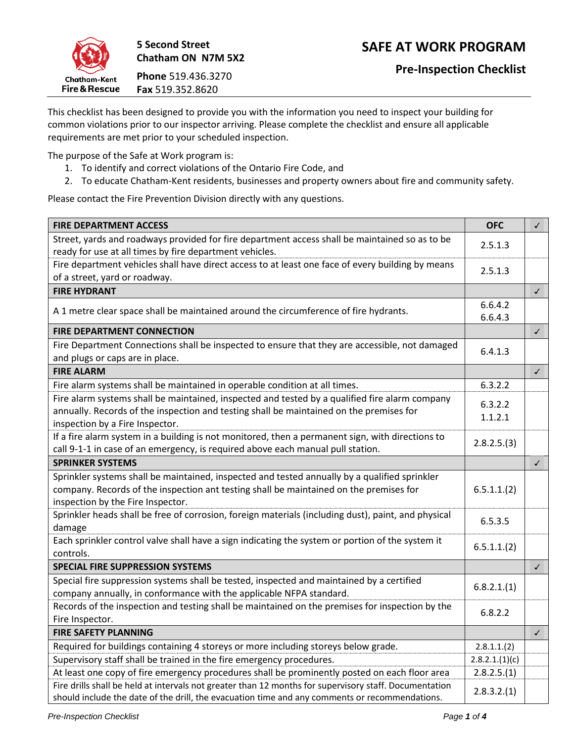Chatham-Kent Fire & Rescue

**5 Second Street**
**Chatham ON N7M 5X2**

**Phone** 519.436.3270
**Fax** 519.352.8620

# SAFE AT WORK PROGRAM

## Pre-Inspection Checklist

This checklist has been designed to provide you with the information you need to inspect your building for common violations prior to our inspector arriving. Please complete the checklist and ensure all applicable requirements are met prior to your scheduled inspection.

The purpose of the Safe at Work program is:

1. To identify and correct violations of the Ontario Fire Code, and
2. To educate Chatham-Kent residents, businesses and property owners about fire and community safety.

Please contact the Fire Prevention Division directly with any questions.

| FIRE DEPARTMENT ACCESS | OFC | ✓ |
|---|---|---|
| Street, yards and roadways provided for fire department access shall be maintained so as to be ready for use at all times by fire department vehicles. | 2.5.1.3 | |
| Fire department vehicles shall have direct access to at least one face of every building by means of a street, yard or roadway. | 2.5.1.3 | |
| **FIRE HYDRANT** | | ✓ |
| A 1 metre clear space shall be maintained around the circumference of fire hydrants. | 6.6.4.2<br>6.6.4.3 | |
| **FIRE DEPARTMENT CONNECTION** | | ✓ |
| Fire Department Connections shall be inspected to ensure that they are accessible, not damaged and plugs or caps are in place. | 6.4.1.3 | |
| **FIRE ALARM** | | ✓ |
| Fire alarm systems shall be maintained in operable condition at all times. | 6.3.2.2 | |
| Fire alarm systems shall be maintained, inspected and tested by a qualified fire alarm company annually. Records of the inspection and testing shall be maintained on the premises for inspection by a Fire Inspector. | 6.3.2.2<br>1.1.2.1 | |
| If a fire alarm system in a building is not monitored, then a permanent sign, with directions to call 9-1-1 in case of an emergency, is required above each manual pull station. | 2.8.2.5.(3) | |
| **SPRINKLER SYSTEMS** | | ✓ |
| Sprinkler systems shall be maintained, inspected and tested annually by a qualified sprinkler company. Records of the inspection ant testing shall be maintained on the premises for inspection by the Fire Inspector. | 6.5.1.1.(2) | |
| Sprinkler heads shall be free of corrosion, foreign materials (including dust), paint, and physical damage | 6.5.3.5 | |
| Each sprinkler control valve shall have a sign indicating the system or portion of the system it controls. | 6.5.1.1.(2) | |
| **SPECIAL FIRE SUPPRESSION SYSTEMS** | | ✓ |
| Special fire suppression systems shall be tested, inspected and maintained by a certified company annually, in conformance with the applicable NFPA standard. | 6.8.2.1.(1) | |
| Records of the inspection and testing shall be maintained on the premises for inspection by the Fire Inspector. | 6.8.2.2 | |
| **FIRE SAFETY PLANNING** | | ✓ |
| Required for buildings containing 4 storeys or more including storeys below grade. | 2.8.1.1.(2) | |
| Supervisory staff shall be trained in the fire emergency procedures. | 2.8.2.1.(1)(c) | |
| At least one copy of fire emergency procedures shall be prominently posted on each floor area | 2.8.2.5.(1) | |
| Fire drills shall be held at intervals not greater than 12 months for supervisory staff. Documentation should include the date of the drill, the evacuation time and any comments or recommendations. | 2.8.3.2.(1) | |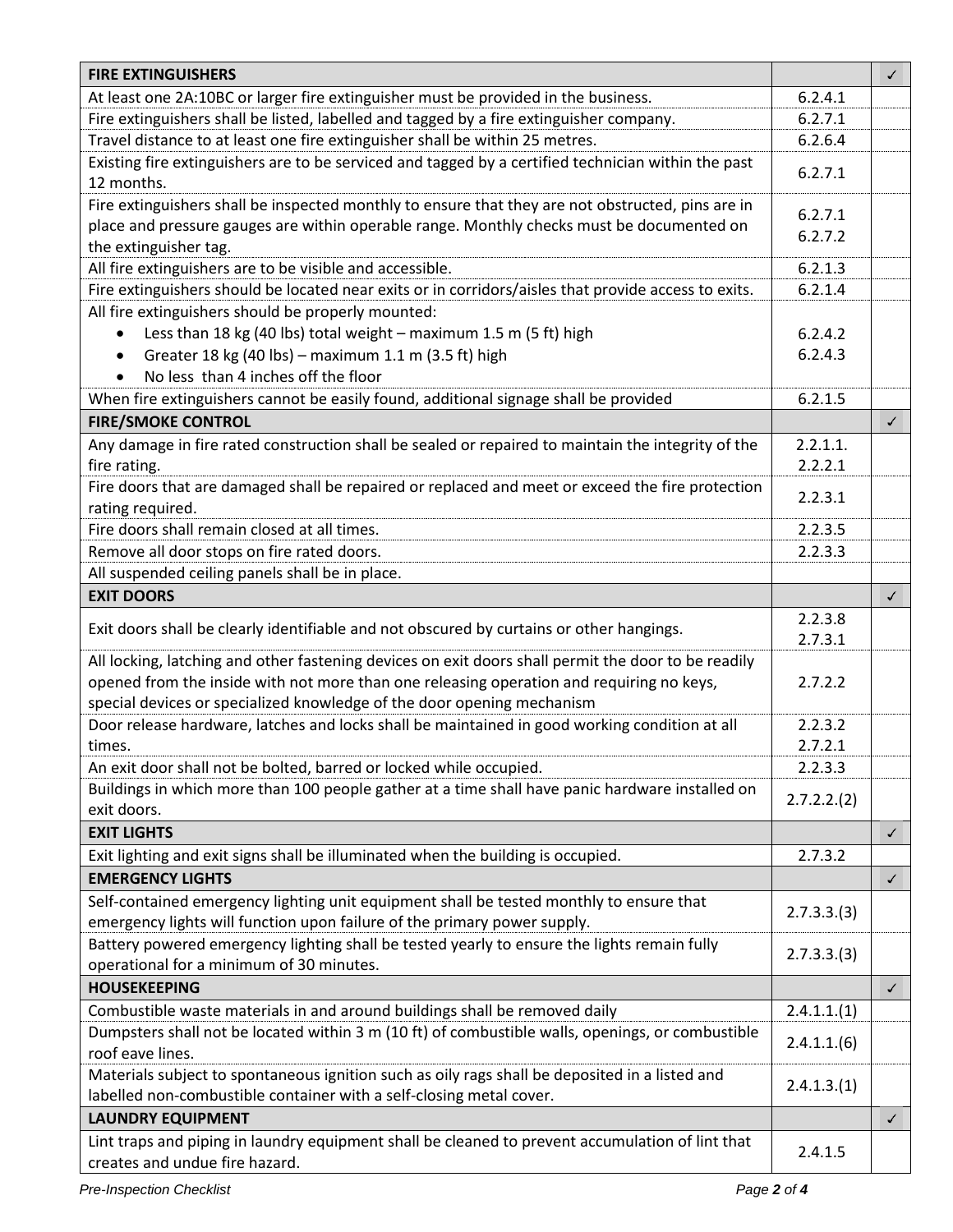| FIRE EXTINGUISHERS | | ✓ |
|---|---|---|
| At least one 2A:10BC or larger fire extinguisher must be provided in the business. | 6.2.4.1 | |
| Fire extinguishers shall be listed, labelled and tagged by a fire extinguisher company. | 6.2.7.1 | |
| Travel distance to at least one fire extinguisher shall be within 25 metres. | 6.2.6.4 | |
| Existing fire extinguishers are to be serviced and tagged by a certified technician within the past 12 months. | 6.2.7.1 | |
| Fire extinguishers shall be inspected monthly to ensure that they are not obstructed, pins are in place and pressure gauges are within operable range. Monthly checks must be documented on the extinguisher tag. | 6.2.7.1<br>6.2.7.2 | |
| All fire extinguishers are to be visible and accessible. | 6.2.1.3 | |
| Fire extinguishers should be located near exits or in corridors/aisles that provide access to exits. | 6.2.1.4 | |
| All fire extinguishers should be properly mounted:<br>• Less than 18 kg (40 lbs) total weight – maximum 1.5 m (5 ft) high<br>• Greater 18 kg (40 lbs) – maximum 1.1 m (3.5 ft) high<br>• No less than 4 inches off the floor | 6.2.4.2<br>6.2.4.3 | |
| When fire extinguishers cannot be easily found, additional signage shall be provided | 6.2.1.5 | |
| **FIRE/SMOKE CONTROL** | | ✓ |
| Any damage in fire rated construction shall be sealed or repaired to maintain the integrity of the fire rating. | 2.2.1.1.<br>2.2.2.1 | |
| Fire doors that are damaged shall be repaired or replaced and meet or exceed the fire protection rating required. | 2.2.3.1 | |
| Fire doors shall remain closed at all times. | 2.2.3.5 | |
| Remove all door stops on fire rated doors. | 2.2.3.3 | |
| All suspended ceiling panels shall be in place. | | |
| **EXIT DOORS** | | ✓ |
| Exit doors shall be clearly identifiable and not obscured by curtains or other hangings. | 2.2.3.8<br>2.7.3.1 | |
| All locking, latching and other fastening devices on exit doors shall permit the door to be readily opened from the inside with not more than one releasing operation and requiring no keys, special devices or specialized knowledge of the door opening mechanism | 2.7.2.2 | |
| Door release hardware, latches and locks shall be maintained in good working condition at all times. | 2.2.3.2<br>2.7.2.1 | |
| An exit door shall not be bolted, barred or locked while occupied. | 2.2.3.3 | |
| Buildings in which more than 100 people gather at a time shall have panic hardware installed on exit doors. | 2.7.2.2.(2) | |
| **EXIT LIGHTS** | | ✓ |
| Exit lighting and exit signs shall be illuminated when the building is occupied. | 2.7.3.2 | |
| **EMERGENCY LIGHTS** | | ✓ |
| Self-contained emergency lighting unit equipment shall be tested monthly to ensure that emergency lights will function upon failure of the primary power supply. | 2.7.3.3.(3) | |
| Battery powered emergency lighting shall be tested yearly to ensure the lights remain fully operational for a minimum of 30 minutes. | 2.7.3.3.(3) | |
| **HOUSEKEEPING** | | ✓ |
| Combustible waste materials in and around buildings shall be removed daily | 2.4.1.1.(1) | |
| Dumpsters shall not be located within 3 m (10 ft) of combustible walls, openings, or combustible roof eave lines. | 2.4.1.1.(6) | |
| Materials subject to spontaneous ignition such as oily rags shall be deposited in a listed and labelled non-combustible container with a self-closing metal cover. | 2.4.1.3.(1) | |
| **LAUNDRY EQUIPMENT** | | ✓ |
| Lint traps and piping in laundry equipment shall be cleaned to prevent accumulation of lint that creates and undue fire hazard. | 2.4.1.5 | |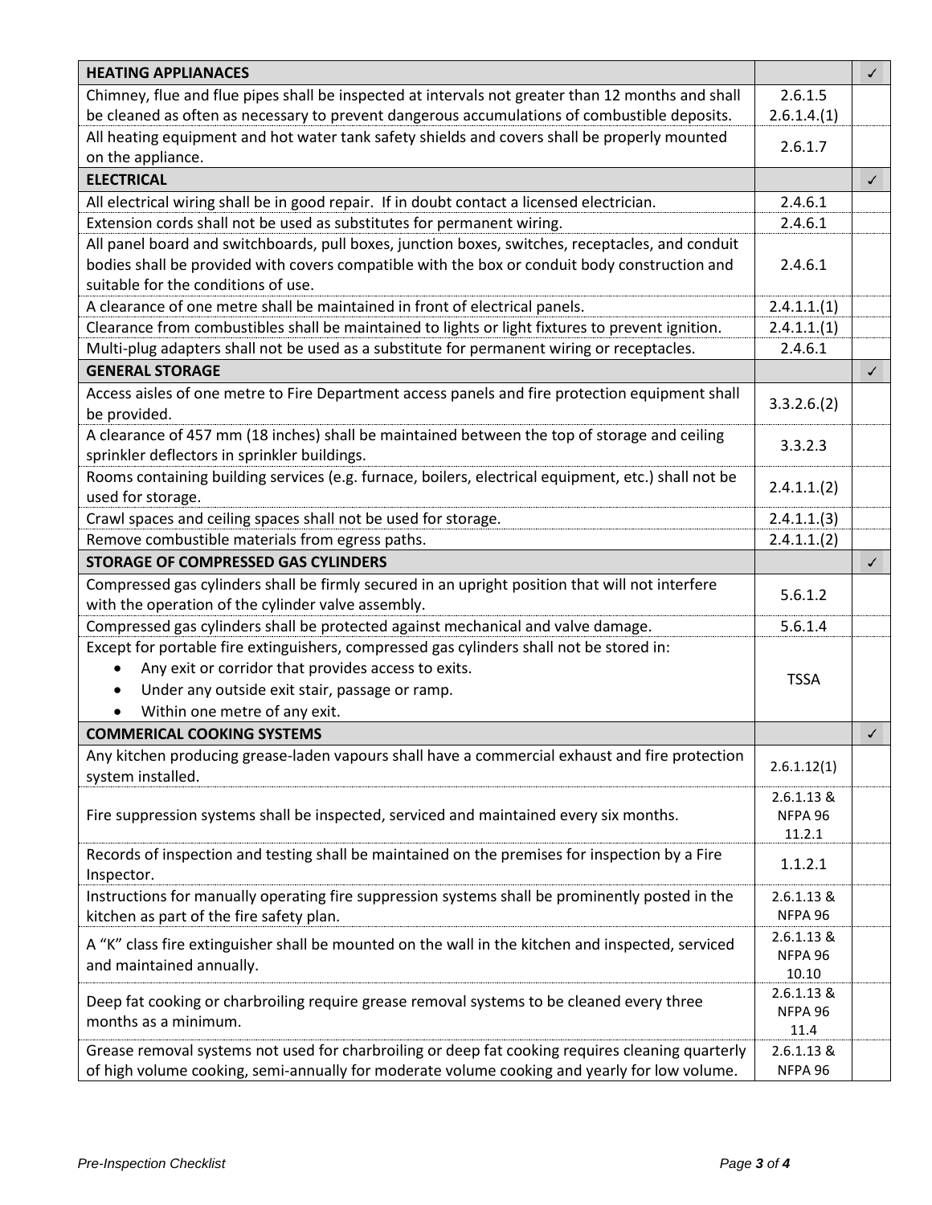| **HEATING APPLIANACES** | | ✓ |
|---|---|---|
| Chimney, flue and flue pipes shall be inspected at intervals not greater than 12 months and shall be cleaned as often as necessary to prevent dangerous accumulations of combustible deposits. | 2.6.1.5<br>2.6.1.4.(1) | |
| All heating equipment and hot water tank safety shields and covers shall be properly mounted on the appliance. | 2.6.1.7 | |
| **ELECTRICAL** | | ✓ |
| All electrical wiring shall be in good repair. If in doubt contact a licensed electrician. | 2.4.6.1 | |
| Extension cords shall not be used as substitutes for permanent wiring. | 2.4.6.1 | |
| All panel board and switchboards, pull boxes, junction boxes, switches, receptacles, and conduit bodies shall be provided with covers compatible with the box or conduit body construction and suitable for the conditions of use. | 2.4.6.1 | |
| A clearance of one metre shall be maintained in front of electrical panels. | 2.4.1.1.(1) | |
| Clearance from combustibles shall be maintained to lights or light fixtures to prevent ignition. | 2.4.1.1.(1) | |
| Multi-plug adapters shall not be used as a substitute for permanent wiring or receptacles. | 2.4.6.1 | |
| **GENERAL STORAGE** | | ✓ |
| Access aisles of one metre to Fire Department access panels and fire protection equipment shall be provided. | 3.3.2.6.(2) | |
| A clearance of 457 mm (18 inches) shall be maintained between the top of storage and ceiling sprinkler deflectors in sprinkler buildings. | 3.3.2.3 | |
| Rooms containing building services (e.g. furnace, boilers, electrical equipment, etc.) shall not be used for storage. | 2.4.1.1.(2) | |
| Crawl spaces and ceiling spaces shall not be used for storage. | 2.4.1.1.(3) | |
| Remove combustible materials from egress paths. | 2.4.1.1.(2) | |
| **STORAGE OF COMPRESSED GAS CYLINDERS** | | ✓ |
| Compressed gas cylinders shall be firmly secured in an upright position that will not interfere with the operation of the cylinder valve assembly. | 5.6.1.2 | |
| Compressed gas cylinders shall be protected against mechanical and valve damage. | 5.6.1.4 | |
| Except for portable fire extinguishers, compressed gas cylinders shall not be stored in:<br>• Any exit or corridor that provides access to exits.<br>• Under any outside exit stair, passage or ramp.<br>• Within one metre of any exit. | TSSA | |
| **COMMERICAL COOKING SYSTEMS** | | ✓ |
| Any kitchen producing grease-laden vapours shall have a commercial exhaust and fire protection system installed. | 2.6.1.12(1) | |
| Fire suppression systems shall be inspected, serviced and maintained every six months. | 2.6.1.13 & NFPA 96 11.2.1 | |
| Records of inspection and testing shall be maintained on the premises for inspection by a Fire Inspector. | 1.1.2.1 | |
| Instructions for manually operating fire suppression systems shall be prominently posted in the kitchen as part of the fire safety plan. | 2.6.1.13 & NFPA 96 | |
| A "K" class fire extinguisher shall be mounted on the wall in the kitchen and inspected, serviced and maintained annually. | 2.6.1.13 & NFPA 96 10.10 | |
| Deep fat cooking or charbroiling require grease removal systems to be cleaned every three months as a minimum. | 2.6.1.13 & NFPA 96 11.4 | |
| Grease removal systems not used for charbroiling or deep fat cooking requires cleaning quarterly of high volume cooking, semi-annually for moderate volume cooking and yearly for low volume. | 2.6.1.13 & NFPA 96 | |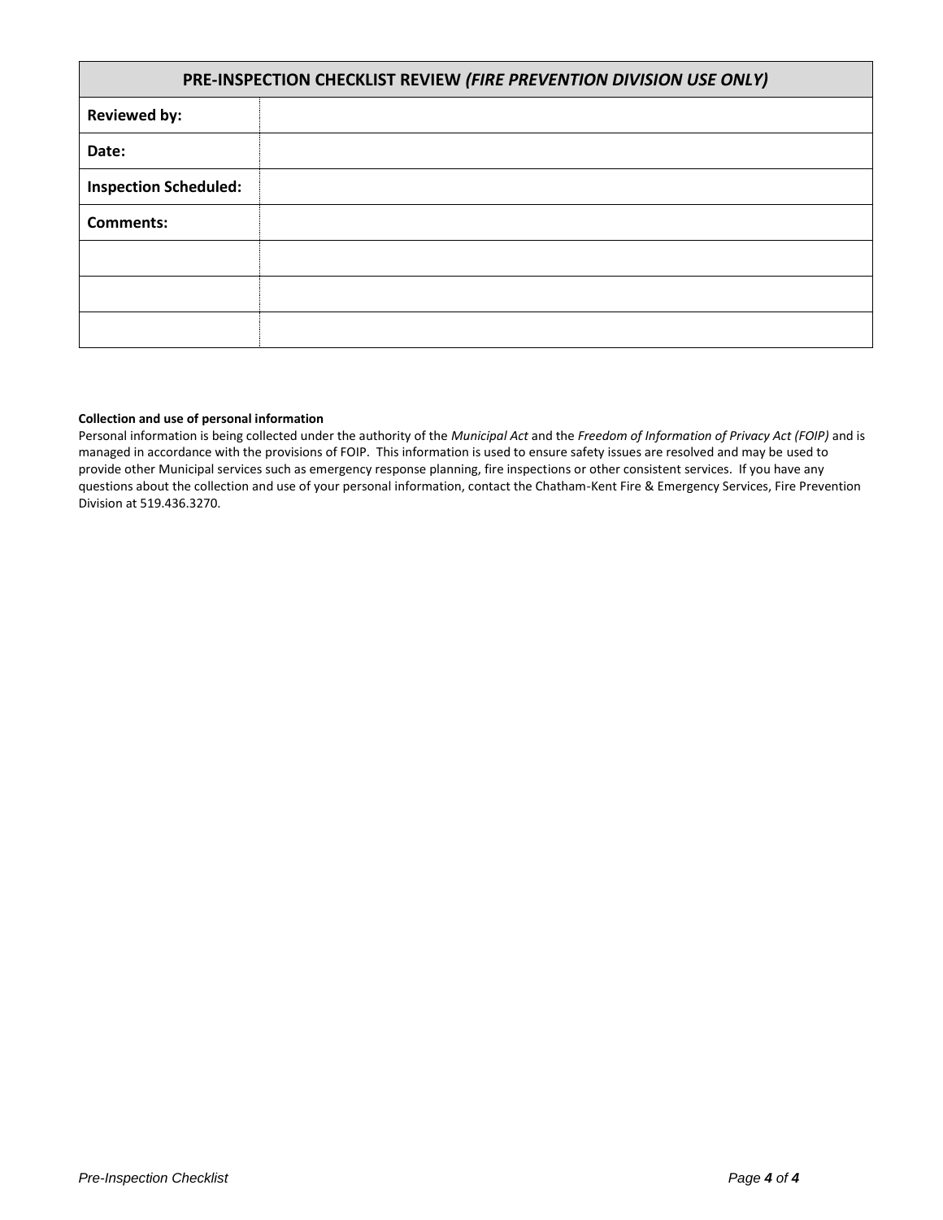| PRE-INSPECTION CHECKLIST REVIEW *(FIRE PREVENTION DIVISION USE ONLY)* | |
|---|---|
| **Reviewed by:** | |
| **Date:** | |
| **Inspection Scheduled:** | |
| **Comments:** | |
| | |
| | |
| | |

**Collection and use of personal information**

Personal information is being collected under the authority of the *Municipal Act* and the *Freedom of Information of Privacy Act (FOIP)* and is managed in accordance with the provisions of FOIP. This information is used to ensure safety issues are resolved and may be used to provide other Municipal services such as emergency response planning, fire inspections or other consistent services. If you have any questions about the collection and use of your personal information, contact the Chatham-Kent Fire & Emergency Services, Fire Prevention Division at 519.436.3270.